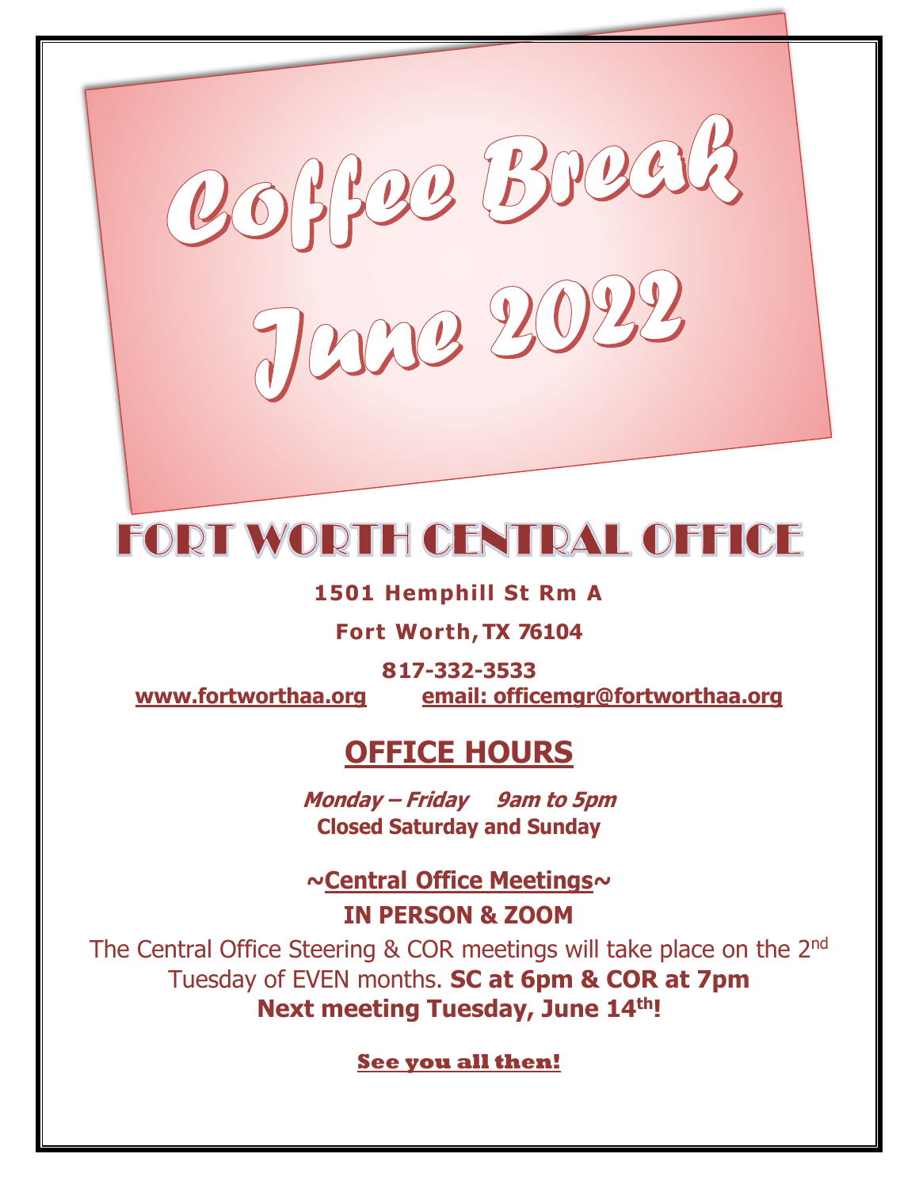# Coffee Break

# June 2022

# FORT WORTH CENTRAL OFFICE

**1501 Hemphill St Rm A**

**Fort Worth, TX 76104**

**817-332-3533**

**www.fortworthaa.org** **email: officemgr@fortworthaa.org**

## OFFICE HOURS

***Monday – Friday 9am to 5pm***

**Closed Saturday and Sunday**

**~Central Office Meetings~**

**IN PERSON & ZOOM**

The Central Office Steering & COR meetings will take place on the 2nd Tuesday of EVEN months. **SC at 6pm & COR at 7pm**

**Next meeting Tuesday, June 14th!**

**See you all then!**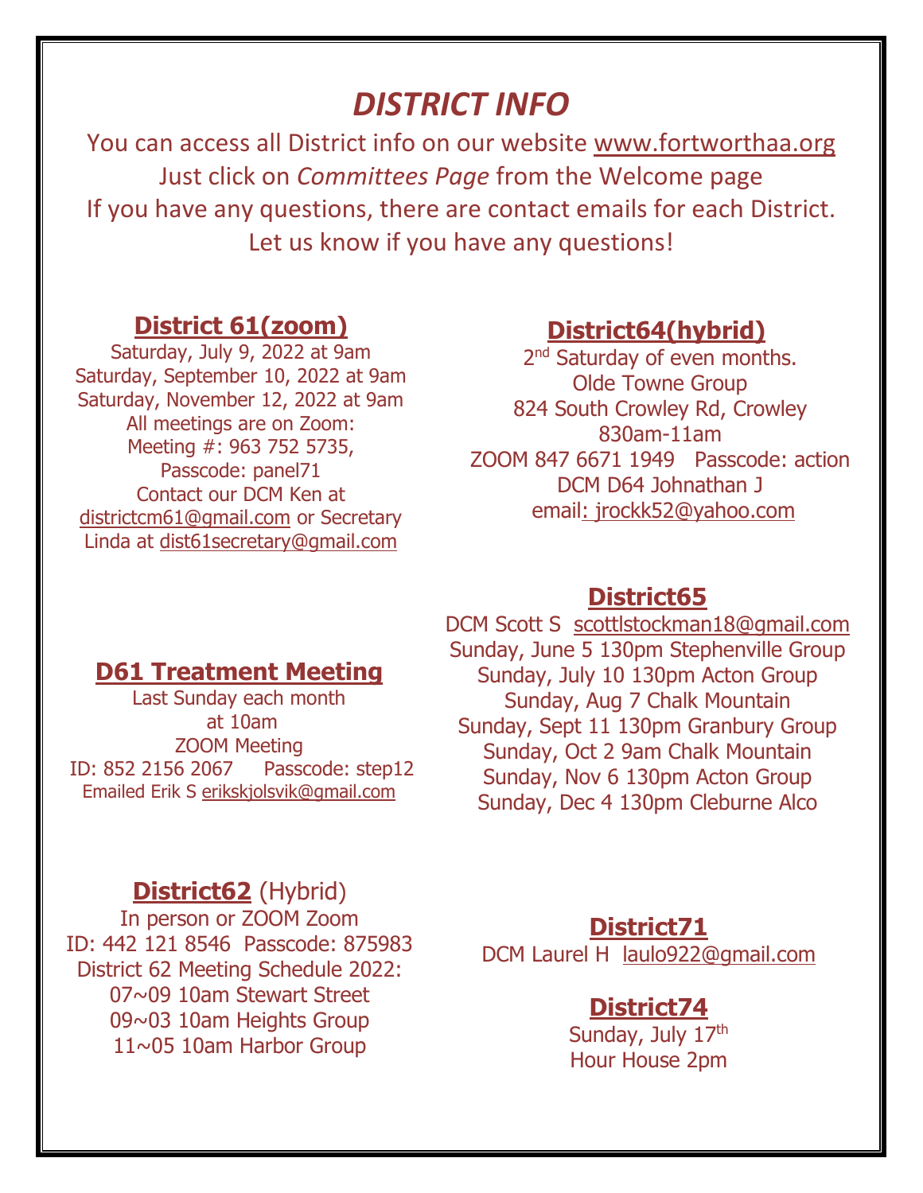# *DISTRICT INFO*

You can access all District info on our website www.fortworthaa.org
Just click on *Committees Page* from the Welcome page
If you have any questions, there are contact emails for each District.
Let us know if you have any questions!

## District 61(zoom)

Saturday, July 9, 2022 at 9am
Saturday, September 10, 2022 at 9am
Saturday, November 12, 2022 at 9am
All meetings are on Zoom:
Meeting #: 963 752 5735,
Passcode: panel71
Contact our DCM Ken at districtcm61@gmail.com or Secretary Linda at dist61secretary@gmail.com

## D61 Treatment Meeting

Last Sunday each month
at 10am
ZOOM Meeting
ID: 852 2156 2067 Passcode: step12
Emailed Erik S erikskjolsvik@gmail.com

## District62 (Hybrid)

In person or ZOOM Zoom
ID: 442 121 8546 Passcode: 875983
District 62 Meeting Schedule 2022:
07~09 10am Stewart Street
09~03 10am Heights Group
11~05 10am Harbor Group

## District64(hybrid)

2nd Saturday of even months.
Olde Towne Group
824 South Crowley Rd, Crowley
830am-11am
ZOOM 847 6671 1949 Passcode: action
DCM D64 Johnathan J
email: jrockk52@yahoo.com

## District65

DCM Scott S scottlstockman18@gmail.com
Sunday, June 5 130pm Stephenville Group
Sunday, July 10 130pm Acton Group
Sunday, Aug 7 Chalk Mountain
Sunday, Sept 11 130pm Granbury Group
Sunday, Oct 2 9am Chalk Mountain
Sunday, Nov 6 130pm Acton Group
Sunday, Dec 4 130pm Cleburne Alco

## District71

DCM Laurel H laulo922@gmail.com

## District74

Sunday, July 17th
Hour House 2pm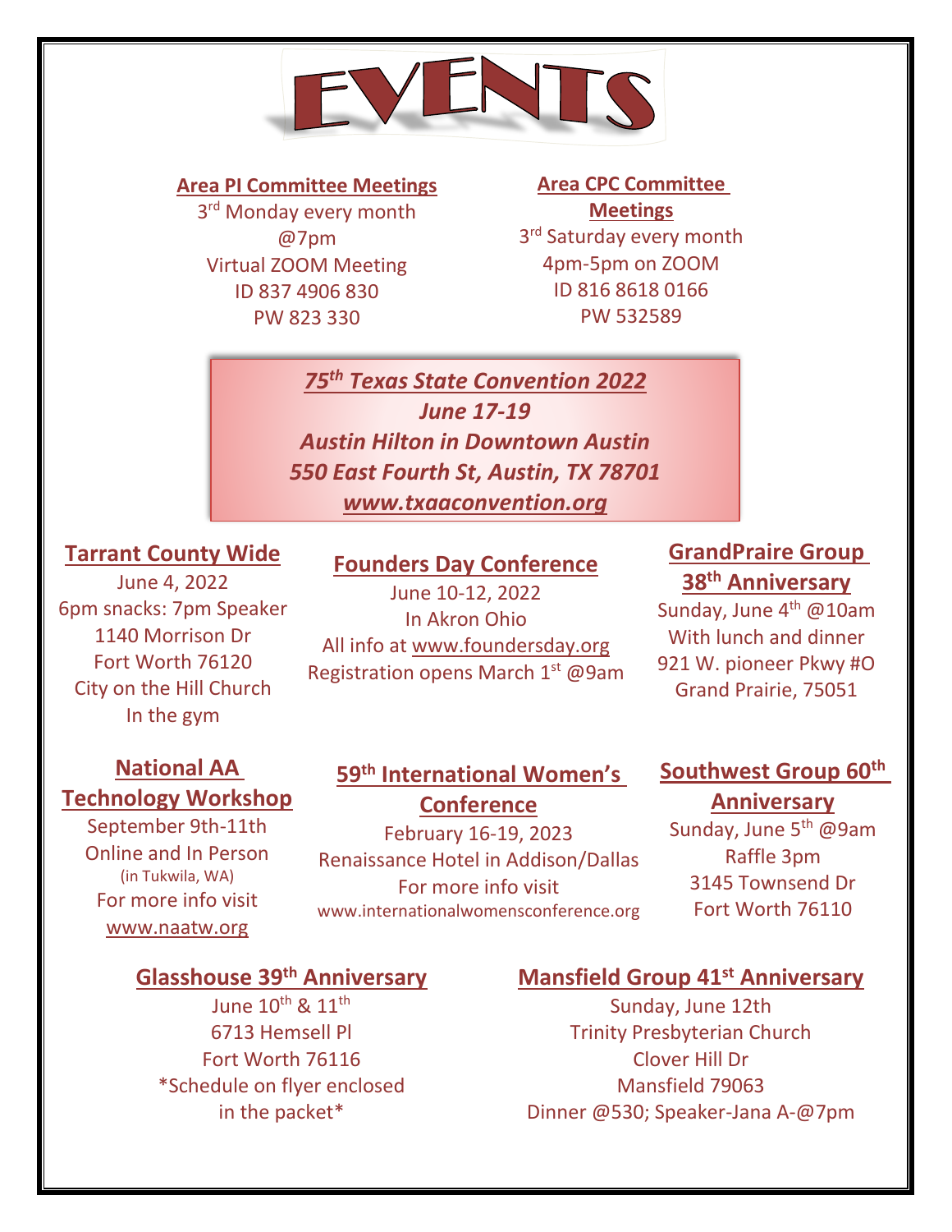# EVENTS

**Area PI Committee Meetings**
3rd Monday every month
@7pm
Virtual ZOOM Meeting
ID 837 4906 830
PW 823 330

**Area CPC Committee Meetings**
3rd Saturday every month
4pm-5pm on ZOOM
ID 816 8618 0166
PW 532589

***75th Texas State Convention 2022***
***June 17-19***
***Austin Hilton in Downtown Austin***
***550 East Fourth St, Austin, TX 78701***
***www.txaaconvention.org***

**Tarrant County Wide**
June 4, 2022
6pm snacks: 7pm Speaker
1140 Morrison Dr
Fort Worth 76120
City on the Hill Church
In the gym

**Founders Day Conference**
June 10-12, 2022
In Akron Ohio
All info at www.foundersday.org
Registration opens March 1st @9am

**GrandPraire Group 38th Anniversary**
Sunday, June 4th @10am
With lunch and dinner
921 W. pioneer Pkwy #O
Grand Prairie, 75051

**National AA Technology Workshop**
September 9th-11th
Online and In Person
(in Tukwila, WA)
For more info visit
www.naatw.org

**59th International Women's Conference**
February 16-19, 2023
Renaissance Hotel in Addison/Dallas
For more info visit
www.internationalwomensconference.org

**Southwest Group 60th Anniversary**
Sunday, June 5th @9am
Raffle 3pm
3145 Townsend Dr
Fort Worth 76110

**Glasshouse 39th Anniversary**
June 10th & 11th
6713 Hemsell Pl
Fort Worth 76116
*Schedule on flyer enclosed in the packet*

**Mansfield Group 41st Anniversary**
Sunday, June 12th
Trinity Presbyterian Church
Clover Hill Dr
Mansfield 79063
Dinner @530; Speaker-Jana A-@7pm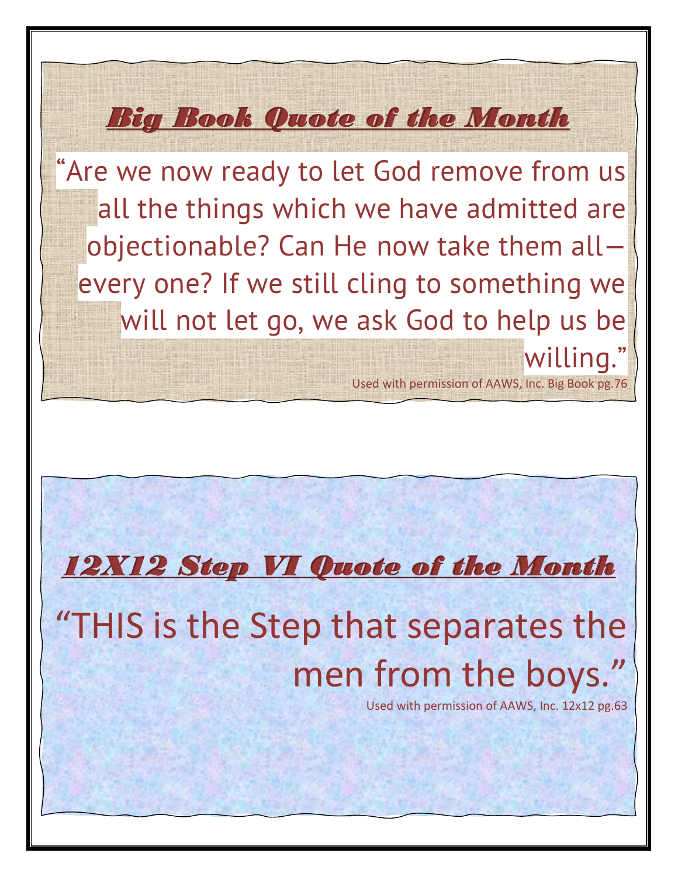## *Big Book Quote of the Month*

"Are we now ready to let God remove from us all the things which we have admitted are objectionable? Can He now take them all—every one? If we still cling to something we will not let go, we ask God to help us be willing."

Used with permission of AAWS, Inc. Big Book pg.76

## *12X12 Step VI Quote of the Month*

"THIS is the Step that separates the men from the boys."

Used with permission of AAWS, Inc. 12x12 pg.63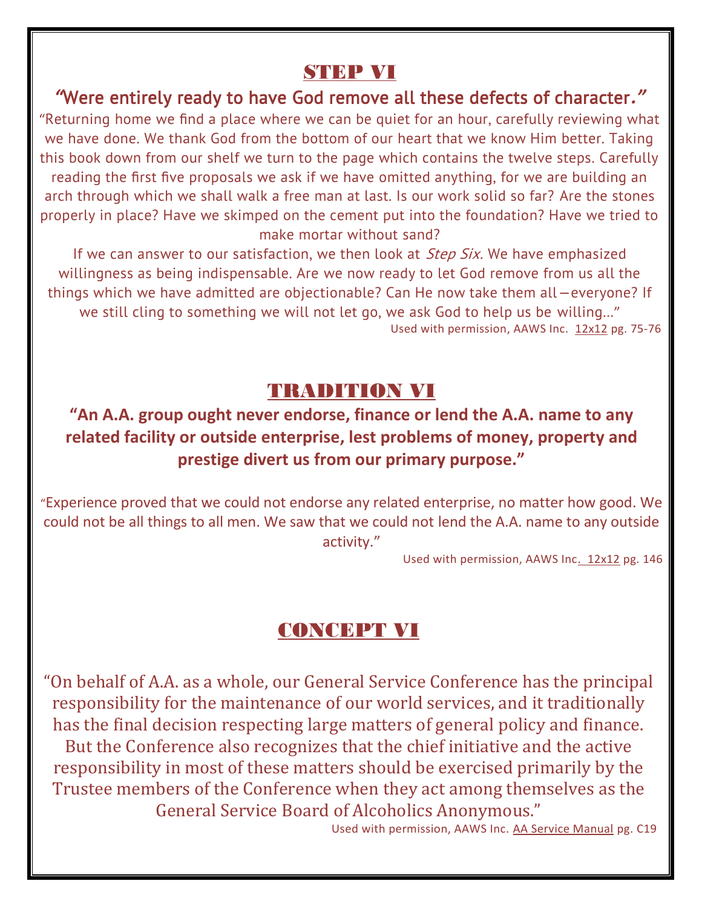# STEP VI

## "Were entirely ready to have God remove all these defects of character."

"Returning home we find a place where we can be quiet for an hour, carefully reviewing what we have done. We thank God from the bottom of our heart that we know Him better. Taking this book down from our shelf we turn to the page which contains the twelve steps. Carefully reading the first five proposals we ask if we have omitted anything, for we are building an arch through which we shall walk a free man at last. Is our work solid so far? Are the stones properly in place? Have we skimped on the cement put into the foundation? Have we tried to make mortar without sand?

If we can answer to our satisfaction, we then look at *Step Six.* We have emphasized willingness as being indispensable. Are we now ready to let God remove from us all the things which we have admitted are objectionable? Can He now take them all—everyone? If we still cling to something we will not let go, we ask God to help us be willing..."

Used with permission, AAWS Inc. 12x12 pg. 75-76

# TRADITION VI

**"An A.A. group ought never endorse, finance or lend the A.A. name to any related facility or outside enterprise, lest problems of money, property and prestige divert us from our primary purpose."**

"Experience proved that we could not endorse any related enterprise, no matter how good. We could not be all things to all men. We saw that we could not lend the A.A. name to any outside activity."

Used with permission, AAWS Inc. 12x12 pg. 146

# CONCEPT VI

"On behalf of A.A. as a whole, our General Service Conference has the principal responsibility for the maintenance of our world services, and it traditionally has the final decision respecting large matters of general policy and finance. But the Conference also recognizes that the chief initiative and the active responsibility in most of these matters should be exercised primarily by the Trustee members of the Conference when they act among themselves as the General Service Board of Alcoholics Anonymous."

Used with permission, AAWS Inc. AA Service Manual pg. C19